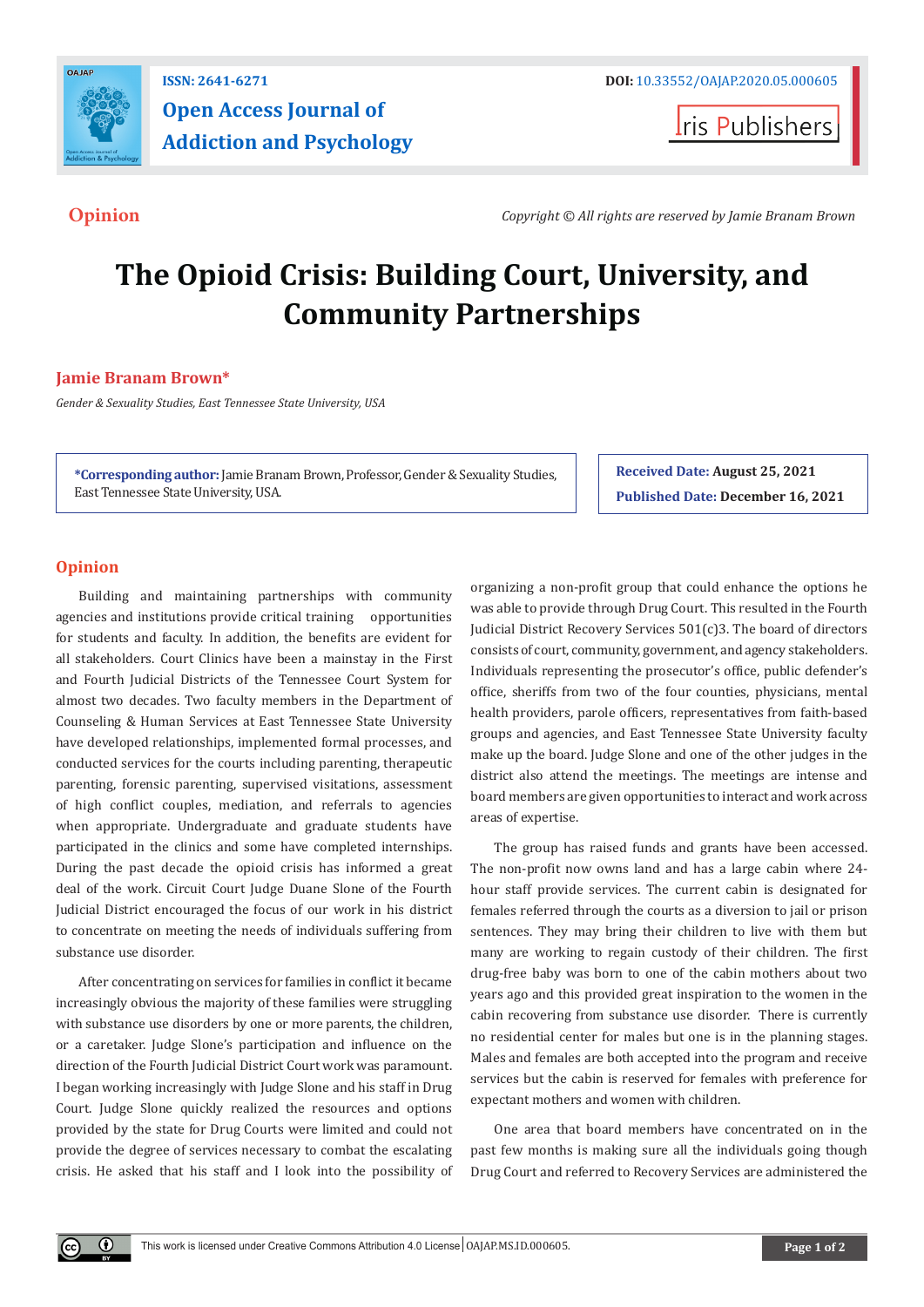ISSN: 2641-6271

DOI: 10.33552/OAJAP.2020.05.000605

# Open Access Journal of Addiction and Psychology

Iris Publishers

**Opinion**

*Copyright © All rights are reserved by Jamie Branam Brown*

# The Opioid Crisis: Building Court, University, and Community Partnerships

**Jamie Branam Brown***

*Gender & Sexuality Studies, East Tennessee State University, USA*

***Corresponding author:** Jamie Branam Brown, Professor, Gender & Sexuality Studies, East Tennessee State University, USA.

**Received Date:** August 25, 2021

**Published Date:** December 16, 2021

## Opinion

Building and maintaining partnerships with community agencies and institutions provide critical training opportunities for students and faculty. In addition, the benefits are evident for all stakeholders. Court Clinics have been a mainstay in the First and Fourth Judicial Districts of the Tennessee Court System for almost two decades. Two faculty members in the Department of Counseling & Human Services at East Tennessee State University have developed relationships, implemented formal processes, and conducted services for the courts including parenting, therapeutic parenting, forensic parenting, supervised visitations, assessment of high conflict couples, mediation, and referrals to agencies when appropriate. Undergraduate and graduate students have participated in the clinics and some have completed internships. During the past decade the opioid crisis has informed a great deal of the work. Circuit Court Judge Duane Slone of the Fourth Judicial District encouraged the focus of our work in his district to concentrate on meeting the needs of individuals suffering from substance use disorder.

After concentrating on services for families in conflict it became increasingly obvious the majority of these families were struggling with substance use disorders by one or more parents, the children, or a caretaker. Judge Slone's participation and influence on the direction of the Fourth Judicial District Court work was paramount. I began working increasingly with Judge Slone and his staff in Drug Court. Judge Slone quickly realized the resources and options provided by the state for Drug Courts were limited and could not provide the degree of services necessary to combat the escalating crisis. He asked that his staff and I look into the possibility of organizing a non-profit group that could enhance the options he was able to provide through Drug Court. This resulted in the Fourth Judicial District Recovery Services 501(c)3. The board of directors consists of court, community, government, and agency stakeholders. Individuals representing the prosecutor's office, public defender's office, sheriffs from two of the four counties, physicians, mental health providers, parole officers, representatives from faith-based groups and agencies, and East Tennessee State University faculty make up the board. Judge Slone and one of the other judges in the district also attend the meetings. The meetings are intense and board members are given opportunities to interact and work across areas of expertise.

The group has raised funds and grants have been accessed. The non-profit now owns land and has a large cabin where 24-hour staff provide services. The current cabin is designated for females referred through the courts as a diversion to jail or prison sentences. They may bring their children to live with them but many are working to regain custody of their children. The first drug-free baby was born to one of the cabin mothers about two years ago and this provided great inspiration to the women in the cabin recovering from substance use disorder. There is currently no residential center for males but one is in the planning stages. Males and females are both accepted into the program and receive services but the cabin is reserved for females with preference for expectant mothers and women with children.

One area that board members have concentrated on in the past few months is making sure all the individuals going though Drug Court and referred to Recovery Services are administered the

This work is licensed under Creative Commons Attribution 4.0 License | OAJAP.MS.ID.000605.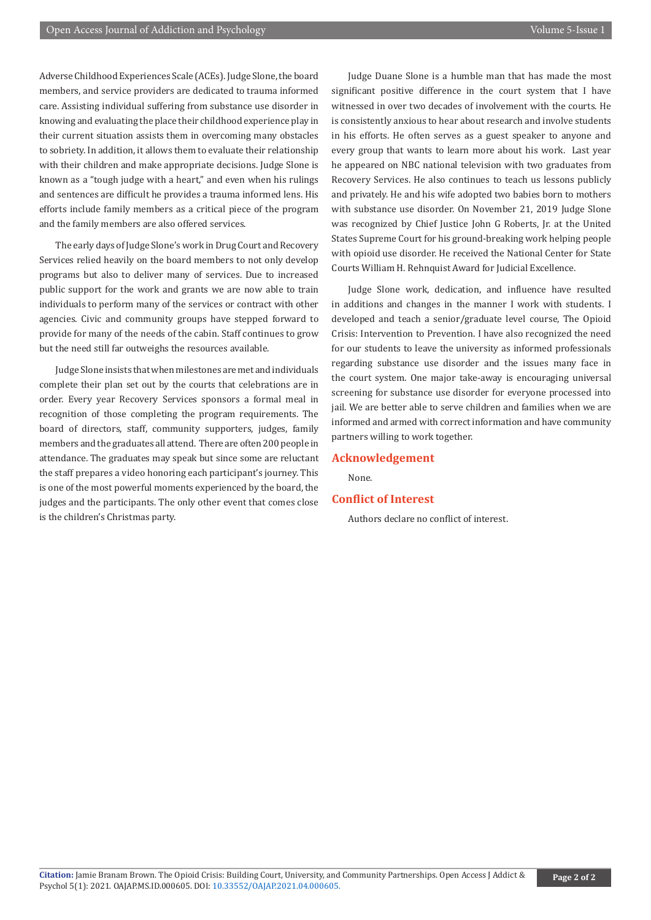Adverse Childhood Experiences Scale (ACEs). Judge Slone, the board members, and service providers are dedicated to trauma informed care. Assisting individual suffering from substance use disorder in knowing and evaluating the place their childhood experience play in their current situation assists them in overcoming many obstacles to sobriety. In addition, it allows them to evaluate their relationship with their children and make appropriate decisions. Judge Slone is known as a "tough judge with a heart," and even when his rulings and sentences are difficult he provides a trauma informed lens. His efforts include family members as a critical piece of the program and the family members are also offered services.

The early days of Judge Slone's work in Drug Court and Recovery Services relied heavily on the board members to not only develop programs but also to deliver many of services. Due to increased public support for the work and grants we are now able to train individuals to perform many of the services or contract with other agencies. Civic and community groups have stepped forward to provide for many of the needs of the cabin. Staff continues to grow but the need still far outweighs the resources available.

Judge Slone insists that when milestones are met and individuals complete their plan set out by the courts that celebrations are in order. Every year Recovery Services sponsors a formal meal in recognition of those completing the program requirements. The board of directors, staff, community supporters, judges, family members and the graduates all attend. There are often 200 people in attendance. The graduates may speak but since some are reluctant the staff prepares a video honoring each participant's journey. This is one of the most powerful moments experienced by the board, the judges and the participants. The only other event that comes close is the children's Christmas party.

Judge Duane Slone is a humble man that has made the most significant positive difference in the court system that I have witnessed in over two decades of involvement with the courts. He is consistently anxious to hear about research and involve students in his efforts. He often serves as a guest speaker to anyone and every group that wants to learn more about his work. Last year he appeared on NBC national television with two graduates from Recovery Services. He also continues to teach us lessons publicly and privately. He and his wife adopted two babies born to mothers with substance use disorder. On November 21, 2019 Judge Slone was recognized by Chief Justice John G Roberts, Jr. at the United States Supreme Court for his ground-breaking work helping people with opioid use disorder. He received the National Center for State Courts William H. Rehnquist Award for Judicial Excellence.

Judge Slone work, dedication, and influence have resulted in additions and changes in the manner I work with students. I developed and teach a senior/graduate level course, The Opioid Crisis: Intervention to Prevention. I have also recognized the need for our students to leave the university as informed professionals regarding substance use disorder and the issues many face in the court system. One major take-away is encouraging universal screening for substance use disorder for everyone processed into jail. We are better able to serve children and families when we are informed and armed with correct information and have community partners willing to work together.

## Acknowledgement

None.

## Conflict of Interest

Authors declare no conflict of interest.